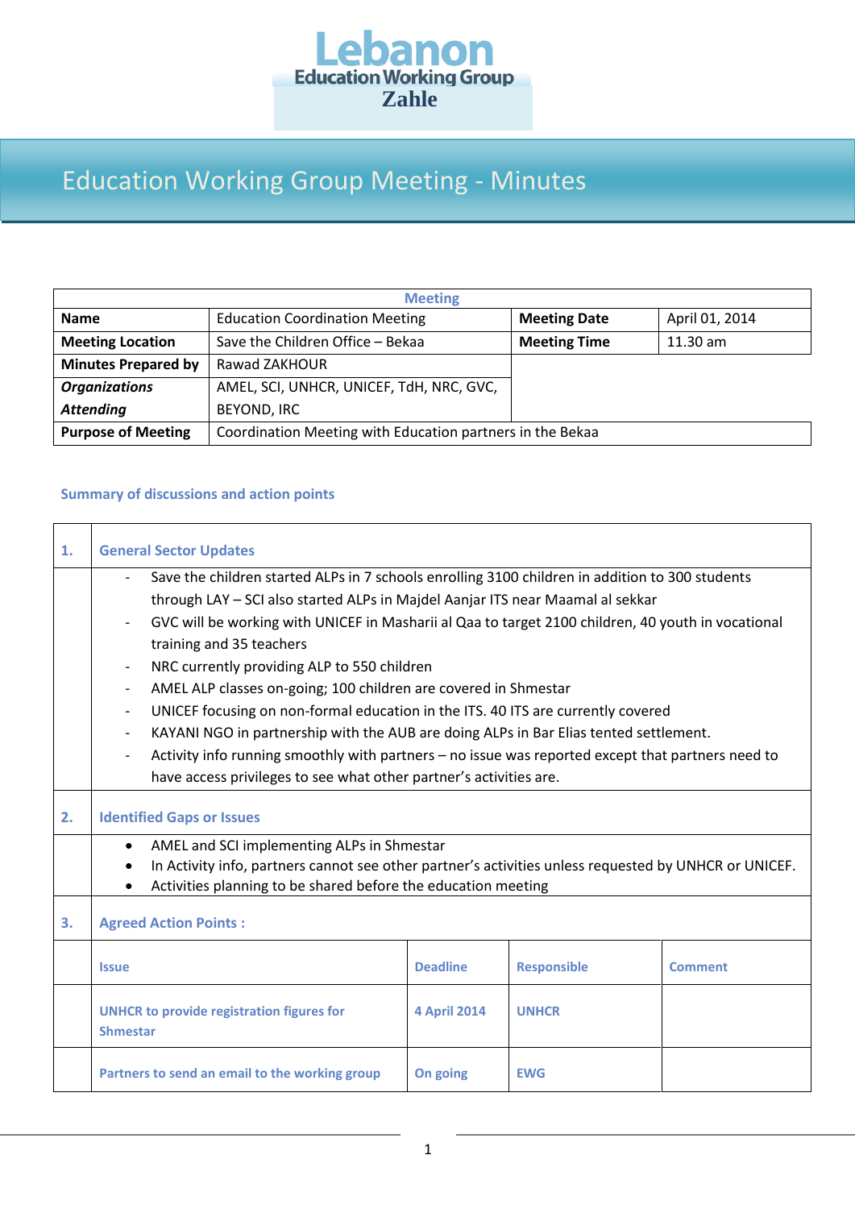# Lebanon
## Education Working Group
## Zahle

# Education Working Group Meeting - Minutes

| Meeting | | | |
|---|---|---|---|
| **Name** | Education Coordination Meeting | **Meeting Date** | April 01, 2014 |
| **Meeting Location** | Save the Children Office – Bekaa | **Meeting Time** | 11.30 am |
| **Minutes Prepared by** | Rawad ZAKHOUR | | |
| ***Organizations Attending*** | AMEL, SCI, UNHCR, UNICEF, TdH, NRC, GVC, BEYOND, IRC | | |
| **Purpose of Meeting** | Coordination Meeting with Education partners in the Bekaa | | |

### Summary of discussions and action points

**1. General Sector Updates**

- Save the children started ALPs in 7 schools enrolling 3100 children in addition to 300 students through LAY – SCI also started ALPs in Majdel Aanjar ITS near Maamal al sekkar
- GVC will be working with UNICEF in Masharii al Qaa to target 2100 children, 40 youth in vocational training and 35 teachers
- NRC currently providing ALP to 550 children
- AMEL ALP classes on-going; 100 children are covered in Shmestar
- UNICEF focusing on non-formal education in the ITS. 40 ITS are currently covered
- KAYANI NGO in partnership with the AUB are doing ALPs in Bar Elias tented settlement.
- Activity info running smoothly with partners – no issue was reported except that partners need to have access privileges to see what other partner's activities are.

**2. Identified Gaps or Issues**

- AMEL and SCI implementing ALPs in Shmestar
- In Activity info, partners cannot see other partner's activities unless requested by UNHCR or UNICEF.
- Activities planning to be shared before the education meeting

**3. Agreed Action Points :**

| Issue | Deadline | Responsible | Comment |
|---|---|---|---|
| UNHCR to provide registration figures for Shmestar | 4 April 2014 | UNHCR | |
| Partners to send an email to the working group | On going | EWG | |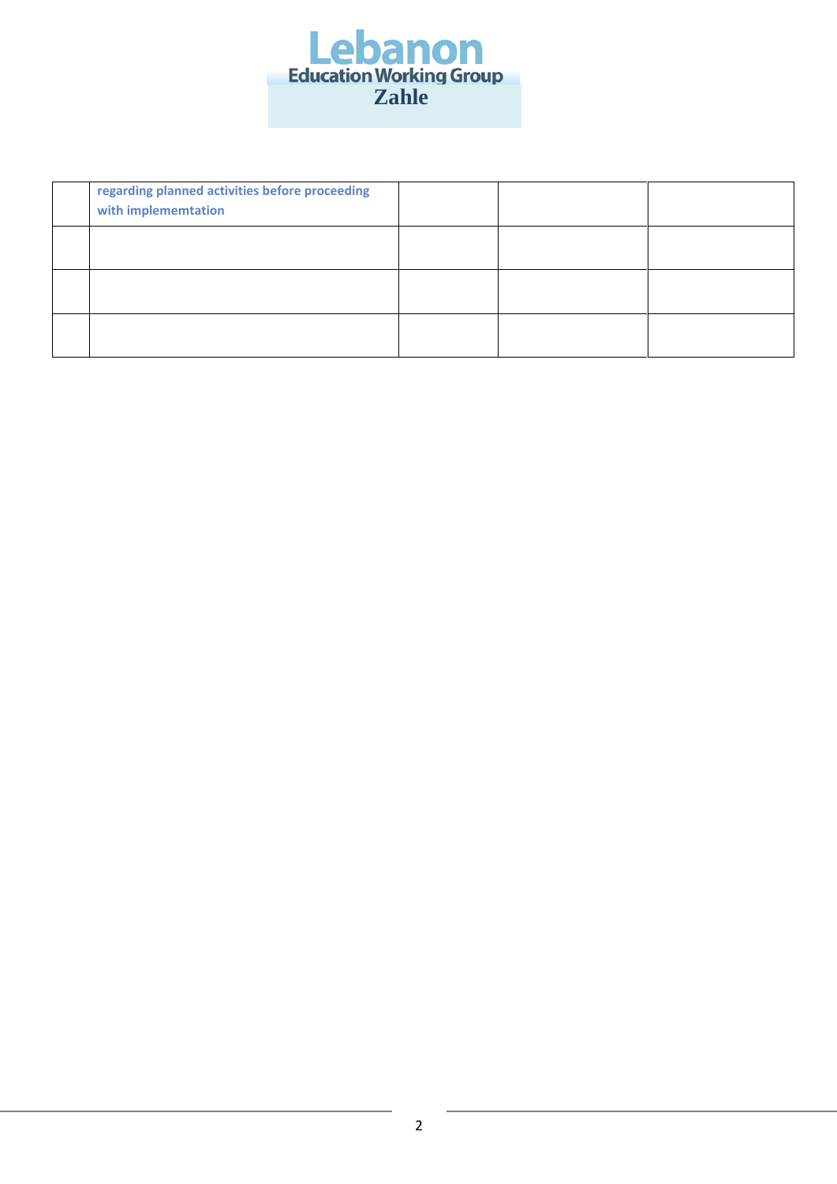| | | | | |
|---|---|---|---|---|
| | **regarding planned activities before proceeding with implememtation** | | | |
| | | | | |
| | | | | |
| | | | | |